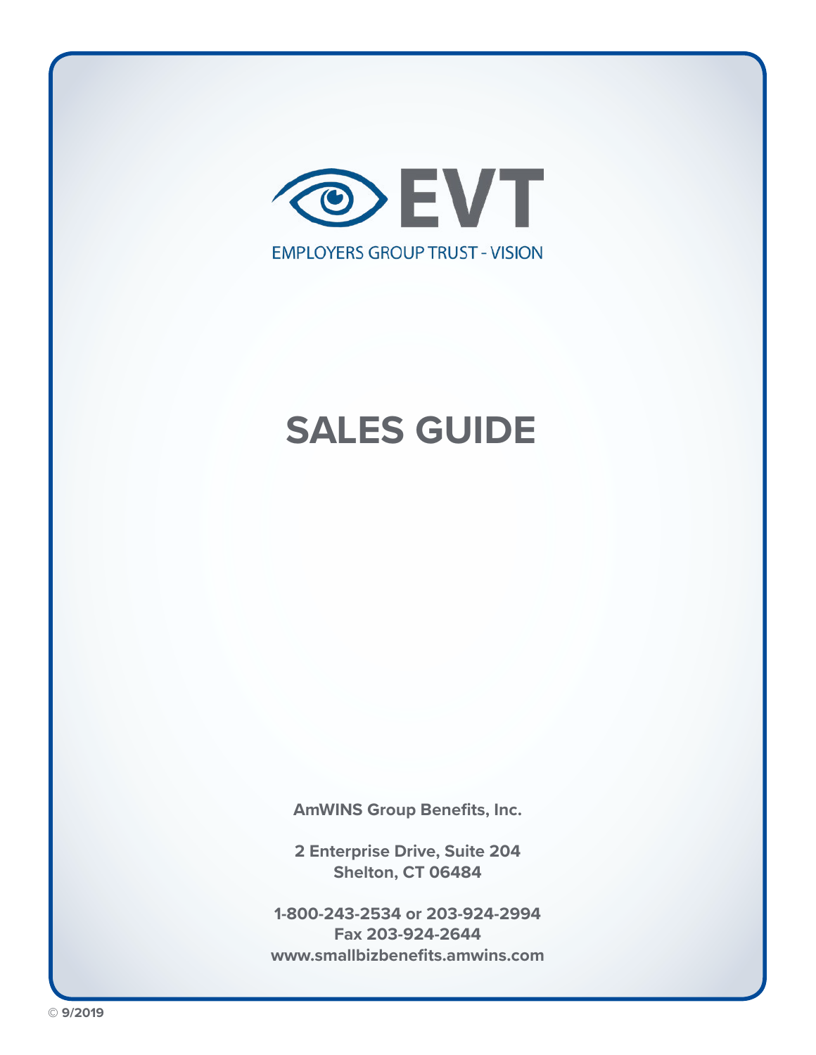EVT

EMPLOYERS GROUP TRUST - VISION

# SALES GUIDE

**AmWINS Group Benefits, Inc.**

**2 Enterprise Drive, Suite 204**
**Shelton, CT 06484**

**1-800-243-2534 or 203-924-2994**
**Fax 203-924-2644**
**www.smallbizbenefits.amwins.com**

© **9/2019**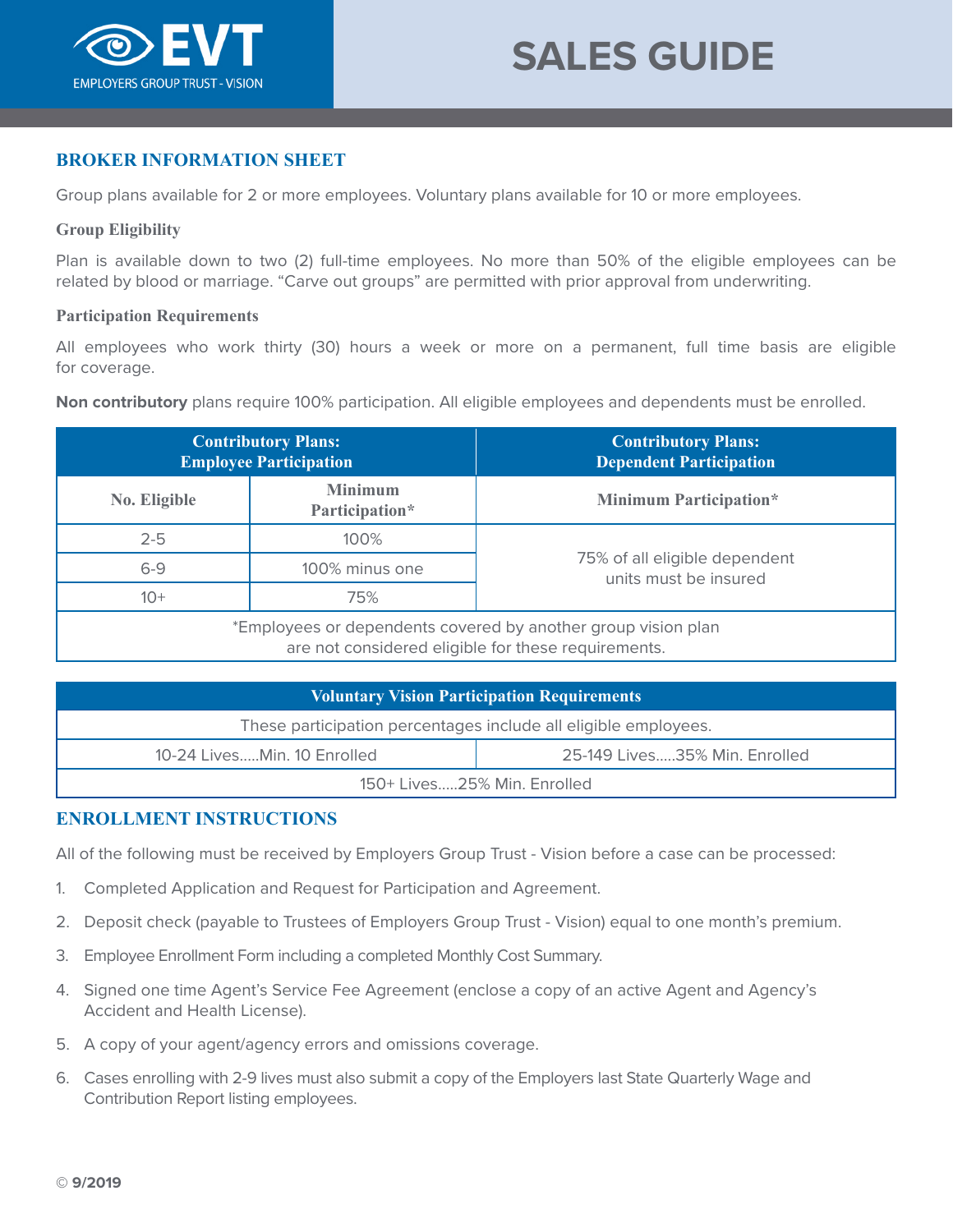# SALES GUIDE

## BROKER INFORMATION SHEET

Group plans available for 2 or more employees. Voluntary plans available for 10 or more employees.

### Group Eligibility

Plan is available down to two (2) full-time employees. No more than 50% of the eligible employees can be related by blood or marriage. "Carve out groups" are permitted with prior approval from underwriting.

### Participation Requirements

All employees who work thirty (30) hours a week or more on a permanent, full time basis are eligible for coverage.

**Non contributory** plans require 100% participation. All eligible employees and dependents must be enrolled.

| Contributory Plans: Employee Participation | | Contributory Plans: Dependent Participation |
|---|---|---|
| No. Eligible | Minimum Participation* | Minimum Participation* |
| 2-5 | 100% | 75% of all eligible dependent units must be insured |
| 6-9 | 100% minus one | |
| 10+ | 75% | |
| *Employees or dependents covered by another group vision plan are not considered eligible for these requirements. | | |

| Voluntary Vision Participation Requirements | |
|---|---|
| These participation percentages include all eligible employees. | |
| 10-24 Lives.....Min. 10 Enrolled | 25-149 Lives.....35% Min. Enrolled |
| 150+ Lives.....25% Min. Enrolled | |

## ENROLLMENT INSTRUCTIONS

All of the following must be received by Employers Group Trust - Vision before a case can be processed:

1. Completed Application and Request for Participation and Agreement.
2. Deposit check (payable to Trustees of Employers Group Trust - Vision) equal to one month's premium.
3. Employee Enrollment Form including a completed Monthly Cost Summary.
4. Signed one time Agent's Service Fee Agreement (enclose a copy of an active Agent and Agency's Accident and Health License).
5. A copy of your agent/agency errors and omissions coverage.
6. Cases enrolling with 2-9 lives must also submit a copy of the Employers last State Quarterly Wage and Contribution Report listing employees.

© **9/2019**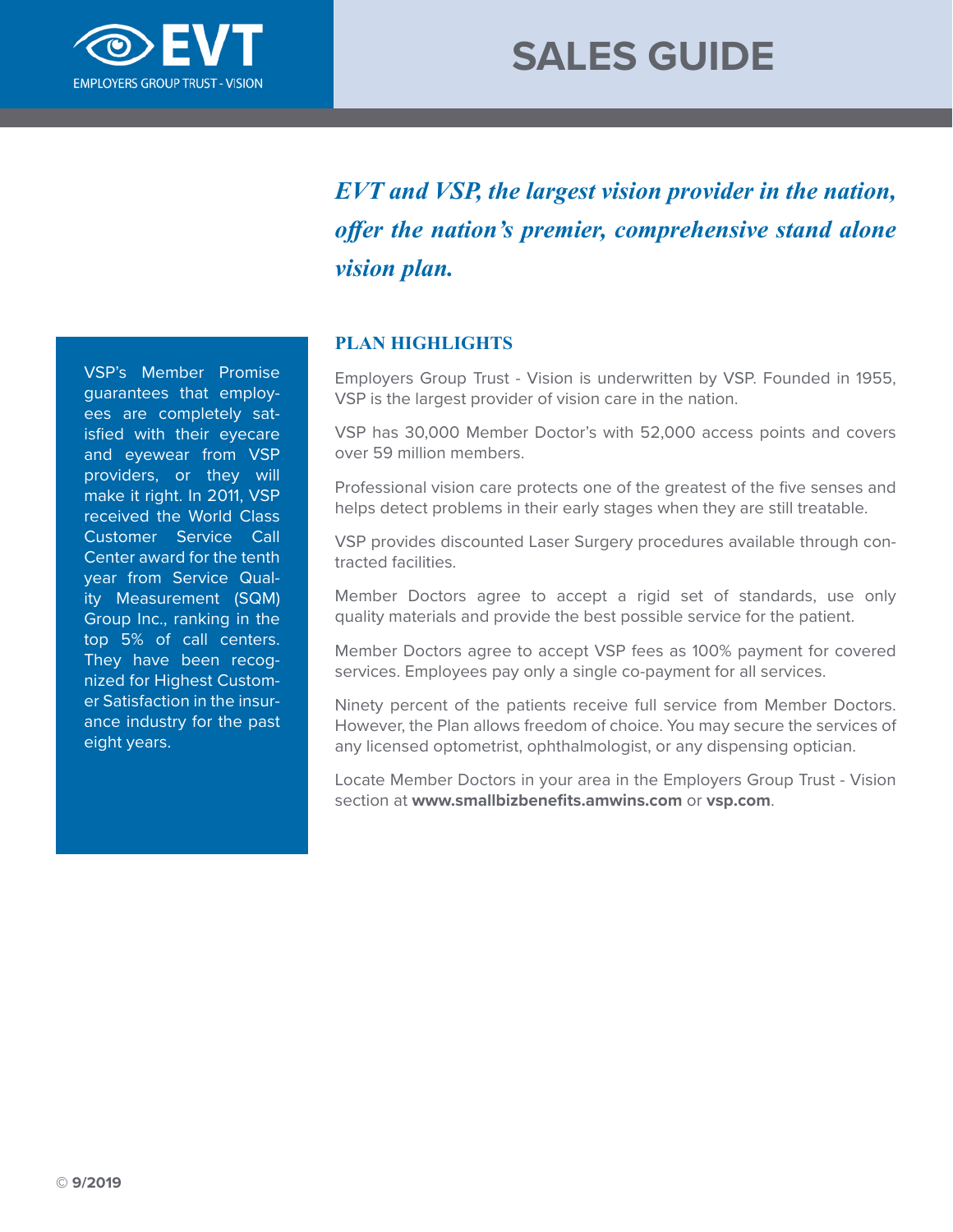**EVT**

EMPLOYERS GROUP TRUST - VISION

# SALES GUIDE

***EVT and VSP, the largest vision provider in the nation, offer the nation's premier, comprehensive stand alone vision plan.***

## PLAN HIGHLIGHTS

Employers Group Trust - Vision is underwritten by VSP. Founded in 1955, VSP is the largest provider of vision care in the nation.

VSP has 30,000 Member Doctor's with 52,000 access points and covers over 59 million members.

Professional vision care protects one of the greatest of the five senses and helps detect problems in their early stages when they are still treatable.

VSP provides discounted Laser Surgery procedures available through contracted facilities.

Member Doctors agree to accept a rigid set of standards, use only quality materials and provide the best possible service for the patient.

Member Doctors agree to accept VSP fees as 100% payment for covered services. Employees pay only a single co-payment for all services.

Ninety percent of the patients receive full service from Member Doctors. However, the Plan allows freedom of choice. You may secure the services of any licensed optometrist, ophthalmologist, or any dispensing optician.

Locate Member Doctors in your area in the Employers Group Trust - Vision section at **www.smallbizbenefits.amwins.com** or **vsp.com**.

VSP's Member Promise guarantees that employees are completely satisfied with their eyecare and eyewear from VSP providers, or they will make it right. In 2011, VSP received the World Class Customer Service Call Center award for the tenth year from Service Quality Measurement (SQM) Group Inc., ranking in the top 5% of call centers. They have been recognized for Highest Customer Satisfaction in the insurance industry for the past eight years.

© **9/2019**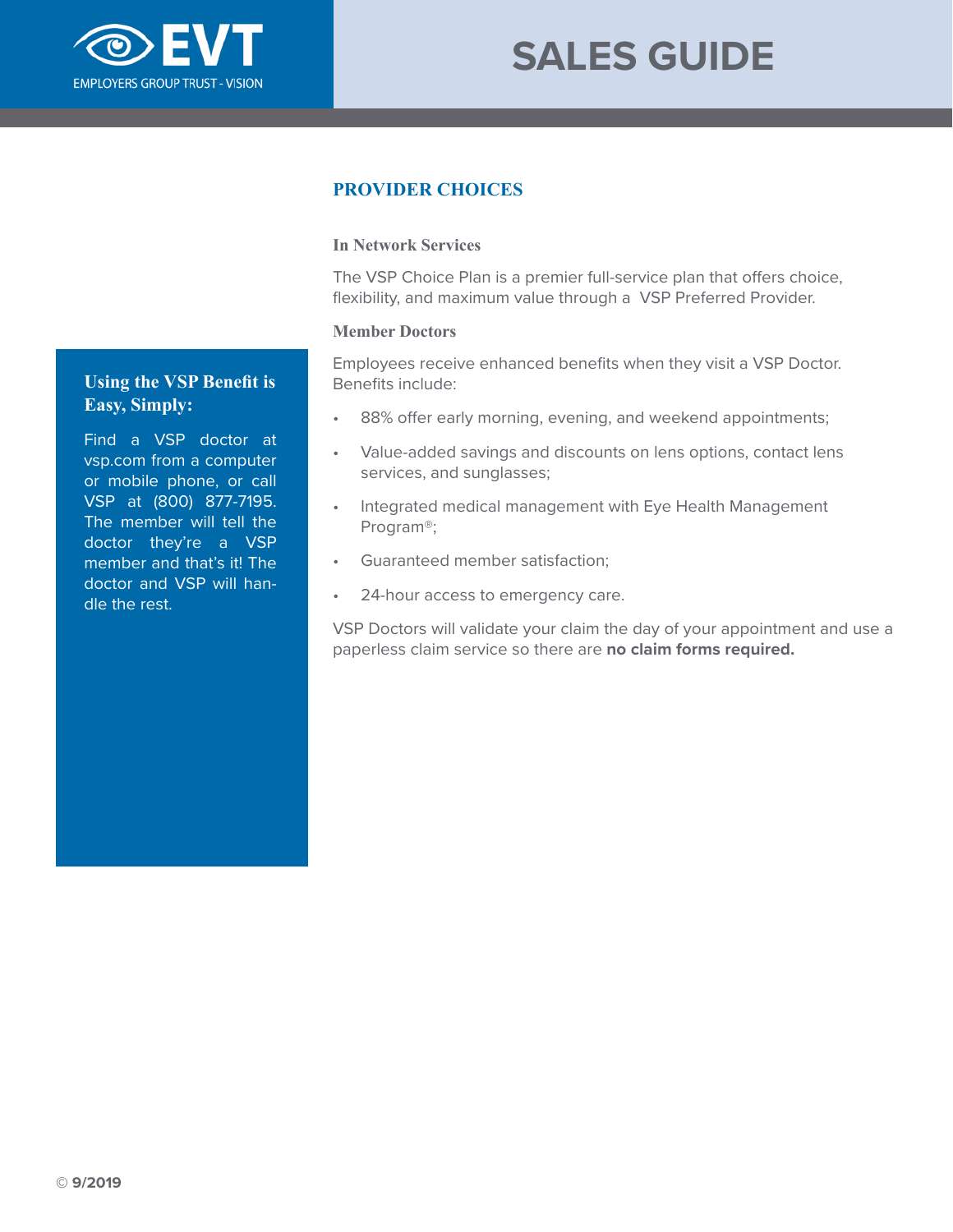# SALES GUIDE

## PROVIDER CHOICES

### In Network Services

The VSP Choice Plan is a premier full-service plan that offers choice, flexibility, and maximum value through a VSP Preferred Provider.

### Member Doctors

Employees receive enhanced benefits when they visit a VSP Doctor. Benefits include:

- 88% offer early morning, evening, and weekend appointments;
- Value-added savings and discounts on lens options, contact lens services, and sunglasses;
- Integrated medical management with Eye Health Management Program®;
- Guaranteed member satisfaction;
- 24-hour access to emergency care.

VSP Doctors will validate your claim the day of your appointment and use a paperless claim service so there are **no claim forms required.**

### Using the VSP Benefit is Easy, Simply:

Find a VSP doctor at vsp.com from a computer or mobile phone, or call VSP at (800) 877-7195. The member will tell the doctor they're a VSP member and that's it! The doctor and VSP will handle the rest.

© **9/2019**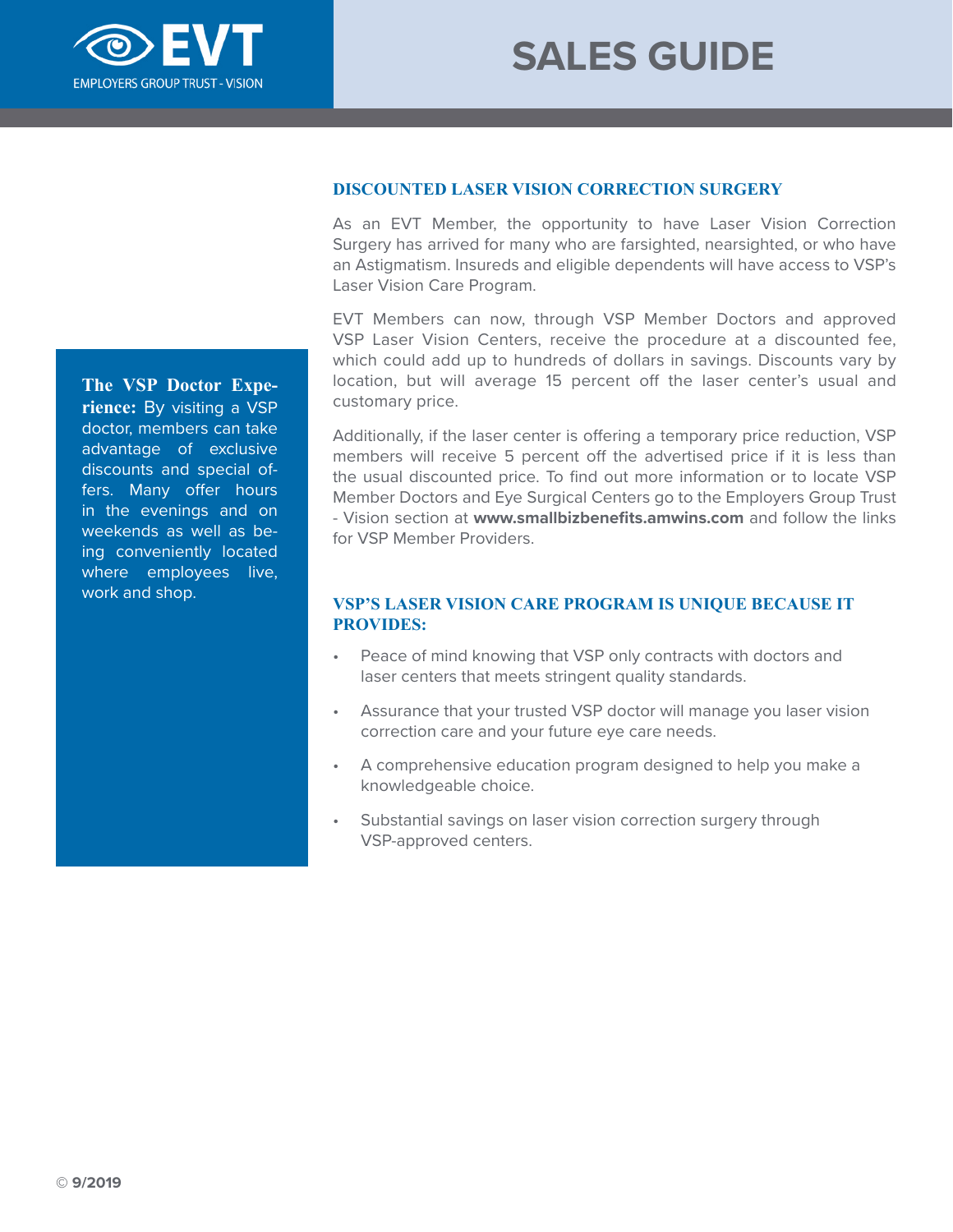## DISCOUNTED LASER VISION CORRECTION SURGERY

As an EVT Member, the opportunity to have Laser Vision Correction Surgery has arrived for many who are farsighted, nearsighted, or who have an Astigmatism. Insureds and eligible dependents will have access to VSP's Laser Vision Care Program.

EVT Members can now, through VSP Member Doctors and approved VSP Laser Vision Centers, receive the procedure at a discounted fee, which could add up to hundreds of dollars in savings. Discounts vary by location, but will average 15 percent off the laser center's usual and customary price.

Additionally, if the laser center is offering a temporary price reduction, VSP members will receive 5 percent off the advertised price if it is less than the usual discounted price. To find out more information or to locate VSP Member Doctors and Eye Surgical Centers go to the Employers Group Trust - Vision section at **www.smallbizbenefits.amwins.com** and follow the links for VSP Member Providers.

**The VSP Doctor Experience:** By visiting a VSP doctor, members can take advantage of exclusive discounts and special offers. Many offer hours in the evenings and on weekends as well as being conveniently located where employees live, work and shop.

## VSP'S LASER VISION CARE PROGRAM IS UNIQUE BECAUSE IT PROVIDES:

- Peace of mind knowing that VSP only contracts with doctors and laser centers that meets stringent quality standards.
- Assurance that your trusted VSP doctor will manage you laser vision correction care and your future eye care needs.
- A comprehensive education program designed to help you make a knowledgeable choice.
- Substantial savings on laser vision correction surgery through VSP-approved centers.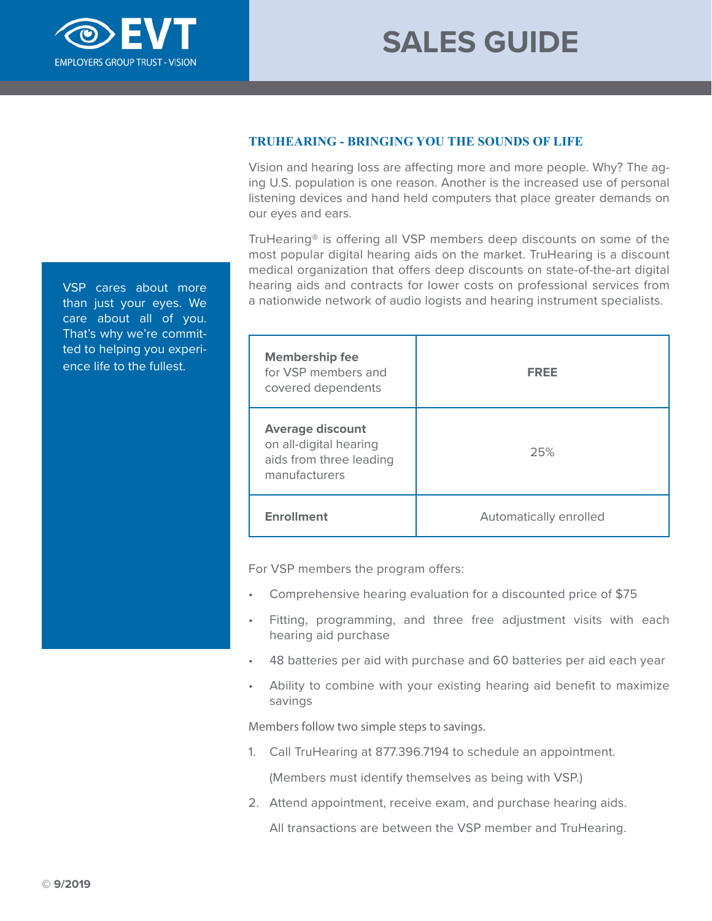# SALES GUIDE

VSP cares about more than just your eyes. We care about all of you. That's why we're committed to helping you experience life to the fullest.

## TRUHEARING - BRINGING YOU THE SOUNDS OF LIFE

Vision and hearing loss are affecting more and more people. Why? The aging U.S. population is one reason. Another is the increased use of personal listening devices and hand held computers that place greater demands on our eyes and ears.

TruHearing® is offering all VSP members deep discounts on some of the most popular digital hearing aids on the market. TruHearing is a discount medical organization that offers deep discounts on state-of-the-art digital hearing aids and contracts for lower costs on professional services from a nationwide network of audio logists and hearing instrument specialists.

| | |
|---|---|
| **Membership fee** for VSP members and covered dependents | **FREE** |
| **Average discount** on all-digital hearing aids from three leading manufacturers | 25% |
| **Enrollment** | Automatically enrolled |

For VSP members the program offers:

- Comprehensive hearing evaluation for a discounted price of $75
- Fitting, programming, and three free adjustment visits with each hearing aid purchase
- 48 batteries per aid with purchase and 60 batteries per aid each year
- Ability to combine with your existing hearing aid benefit to maximize savings

Members follow two simple steps to savings.

1. Call TruHearing at 877.396.7194 to schedule an appointment.

   (Members must identify themselves as being with VSP.)

2. Attend appointment, receive exam, and purchase hearing aids.

   All transactions are between the VSP member and TruHearing.

© **9/2019**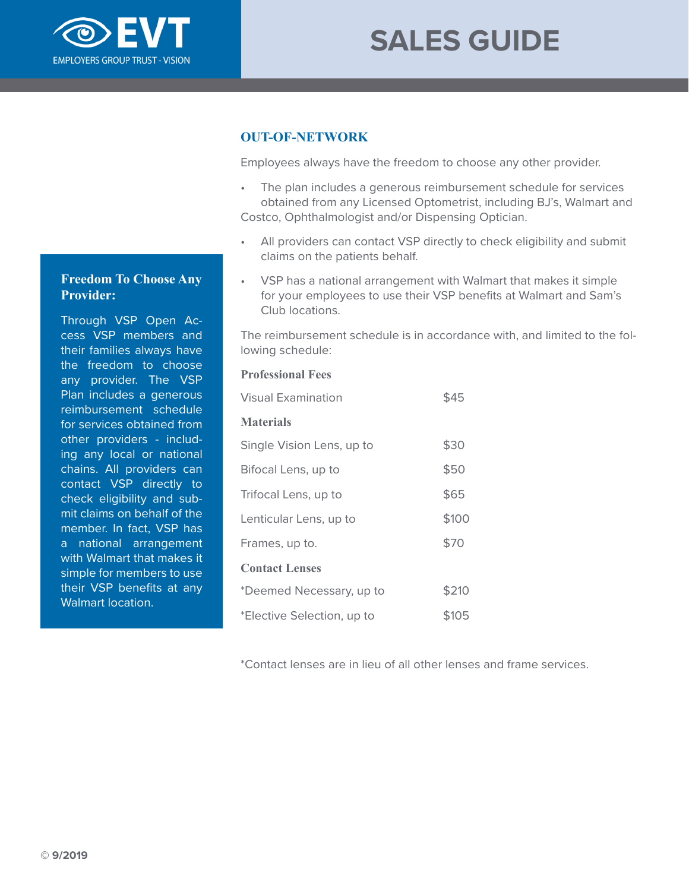## OUT-OF-NETWORK

Employees always have the freedom to choose any other provider.

- The plan includes a generous reimbursement schedule for services obtained from any Licensed Optometrist, including BJ's, Walmart and Costco, Ophthalmologist and/or Dispensing Optician.
- All providers can contact VSP directly to check eligibility and submit claims on the patients behalf.
- VSP has a national arrangement with Walmart that makes it simple for your employees to use their VSP benefits at Walmart and Sam's Club locations.

The reimbursement schedule is in accordance with, and limited to the following schedule:

| **Professional Fees** | |
|---|---|
| Visual Examination | $45 |
| **Materials** | |
| Single Vision Lens, up to | $30 |
| Bifocal Lens, up to | $50 |
| Trifocal Lens, up to | $65 |
| Lenticular Lens, up to | $100 |
| Frames, up to. | $70 |
| **Contact Lenses** | |
| *Deemed Necessary, up to | $210 |
| *Elective Selection, up to | $105 |

*Contact lenses are in lieu of all other lenses and frame services.

### Freedom To Choose Any Provider:

Through VSP Open Access VSP members and their families always have the freedom to choose any provider. The VSP Plan includes a generous reimbursement schedule for services obtained from other providers - including any local or national chains. All providers can contact VSP directly to check eligibility and submit claims on behalf of the member. In fact, VSP has a national arrangement with Walmart that makes it simple for members to use their VSP benefits at any Walmart location.

© 9/2019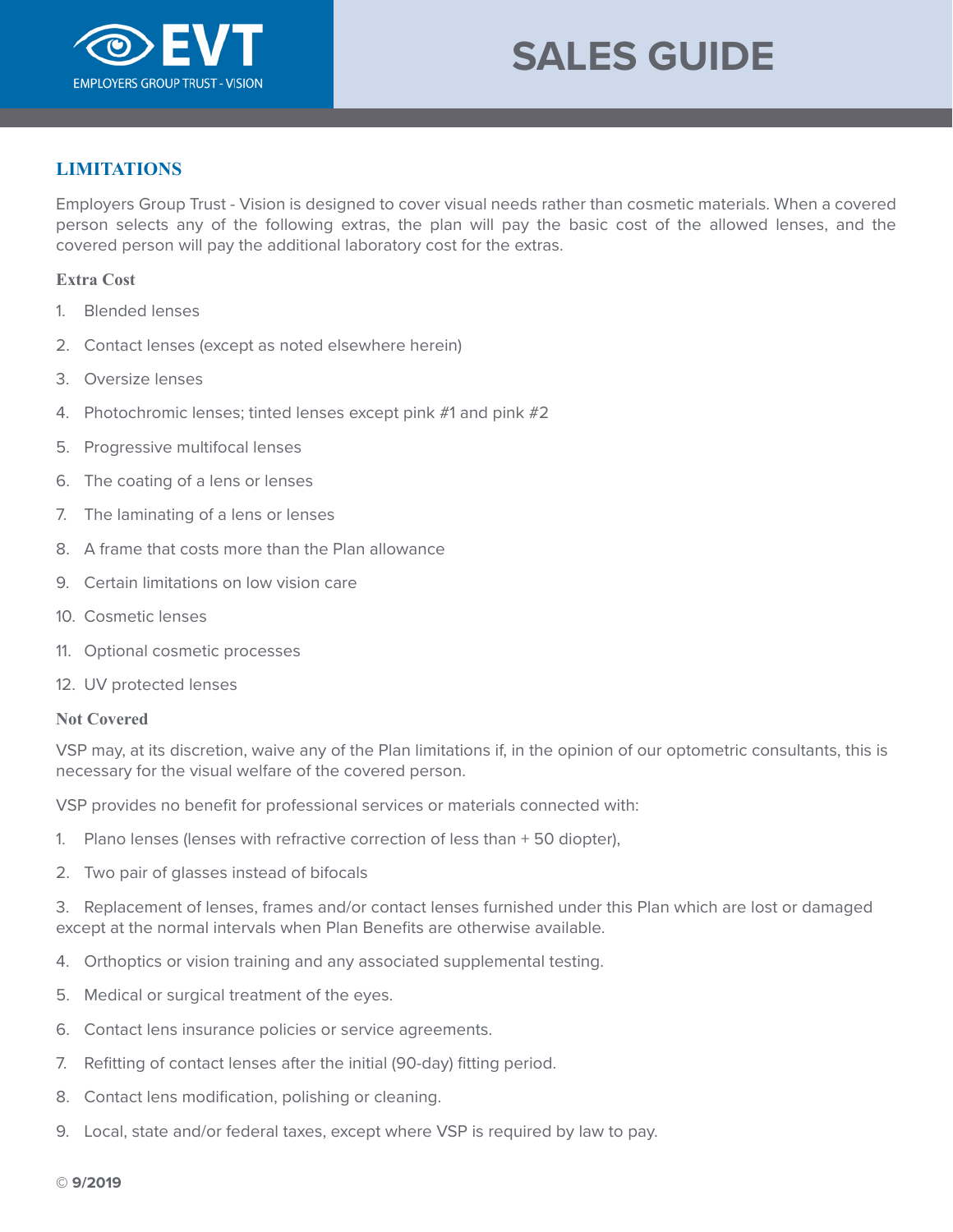## LIMITATIONS

Employers Group Trust - Vision is designed to cover visual needs rather than cosmetic materials. When a covered person selects any of the following extras, the plan will pay the basic cost of the allowed lenses, and the covered person will pay the additional laboratory cost for the extras.

### Extra Cost

1. Blended lenses
2. Contact lenses (except as noted elsewhere herein)
3. Oversize lenses
4. Photochromic lenses; tinted lenses except pink #1 and pink #2
5. Progressive multifocal lenses
6. The coating of a lens or lenses
7. The laminating of a lens or lenses
8. A frame that costs more than the Plan allowance
9. Certain limitations on low vision care
10. Cosmetic lenses
11. Optional cosmetic processes
12. UV protected lenses

### Not Covered

VSP may, at its discretion, waive any of the Plan limitations if, in the opinion of our optometric consultants, this is necessary for the visual welfare of the covered person.

VSP provides no benefit for professional services or materials connected with:

1. Plano lenses (lenses with refractive correction of less than + 50 diopter),
2. Two pair of glasses instead of bifocals
3. Replacement of lenses, frames and/or contact lenses furnished under this Plan which are lost or damaged except at the normal intervals when Plan Benefits are otherwise available.
4. Orthoptics or vision training and any associated supplemental testing.
5. Medical or surgical treatment of the eyes.
6. Contact lens insurance policies or service agreements.
7. Refitting of contact lenses after the initial (90-day) fitting period.
8. Contact lens modification, polishing or cleaning.
9. Local, state and/or federal taxes, except where VSP is required by law to pay.

© **9/2019**